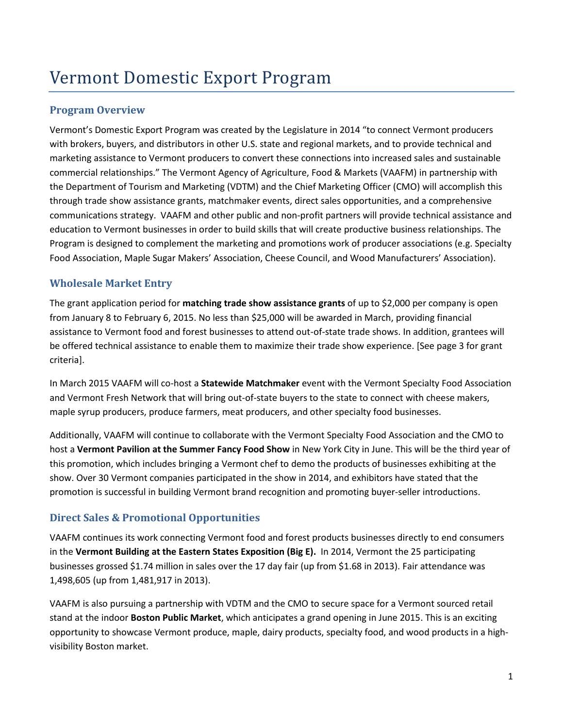# Vermont Domestic Export Program

## Program Overview

Vermont's Domestic Export Program was created by the Legislature in 2014 "to connect Vermont producers with brokers, buyers, and distributors in other U.S. state and regional markets, and to provide technical and marketing assistance to Vermont producers to convert these connections into increased sales and sustainable commercial relationships." The Vermont Agency of Agriculture, Food & Markets (VAAFM) in partnership with the Department of Tourism and Marketing (VDTM) and the Chief Marketing Officer (CMO) will accomplish this through trade show assistance grants, matchmaker events, direct sales opportunities, and a comprehensive communications strategy. VAAFM and other public and non-profit partners will provide technical assistance and education to Vermont businesses in order to build skills that will create productive business relationships. The Program is designed to complement the marketing and promotions work of producer associations (e.g. Specialty Food Association, Maple Sugar Makers' Association, Cheese Council, and Wood Manufacturers' Association).

## Wholesale Market Entry

The grant application period for **matching trade show assistance grants** of up to $2,000 per company is open from January 8 to February 6, 2015. No less than $25,000 will be awarded in March, providing financial assistance to Vermont food and forest businesses to attend out-of-state trade shows. In addition, grantees will be offered technical assistance to enable them to maximize their trade show experience. [See page 3 for grant criteria].

In March 2015 VAAFM will co-host a **Statewide Matchmaker** event with the Vermont Specialty Food Association and Vermont Fresh Network that will bring out-of-state buyers to the state to connect with cheese makers, maple syrup producers, produce farmers, meat producers, and other specialty food businesses.

Additionally, VAAFM will continue to collaborate with the Vermont Specialty Food Association and the CMO to host a **Vermont Pavilion at the Summer Fancy Food Show** in New York City in June. This will be the third year of this promotion, which includes bringing a Vermont chef to demo the products of businesses exhibiting at the show. Over 30 Vermont companies participated in the show in 2014, and exhibitors have stated that the promotion is successful in building Vermont brand recognition and promoting buyer-seller introductions.

## Direct Sales & Promotional Opportunities

VAAFM continues its work connecting Vermont food and forest products businesses directly to end consumers in the **Vermont Building at the Eastern States Exposition (Big E).** In 2014, Vermont the 25 participating businesses grossed $1.74 million in sales over the 17 day fair (up from $1.68 in 2013). Fair attendance was 1,498,605 (up from 1,481,917 in 2013).

VAAFM is also pursuing a partnership with VDTM and the CMO to secure space for a Vermont sourced retail stand at the indoor **Boston Public Market**, which anticipates a grand opening in June 2015. This is an exciting opportunity to showcase Vermont produce, maple, dairy products, specialty food, and wood products in a high-visibility Boston market.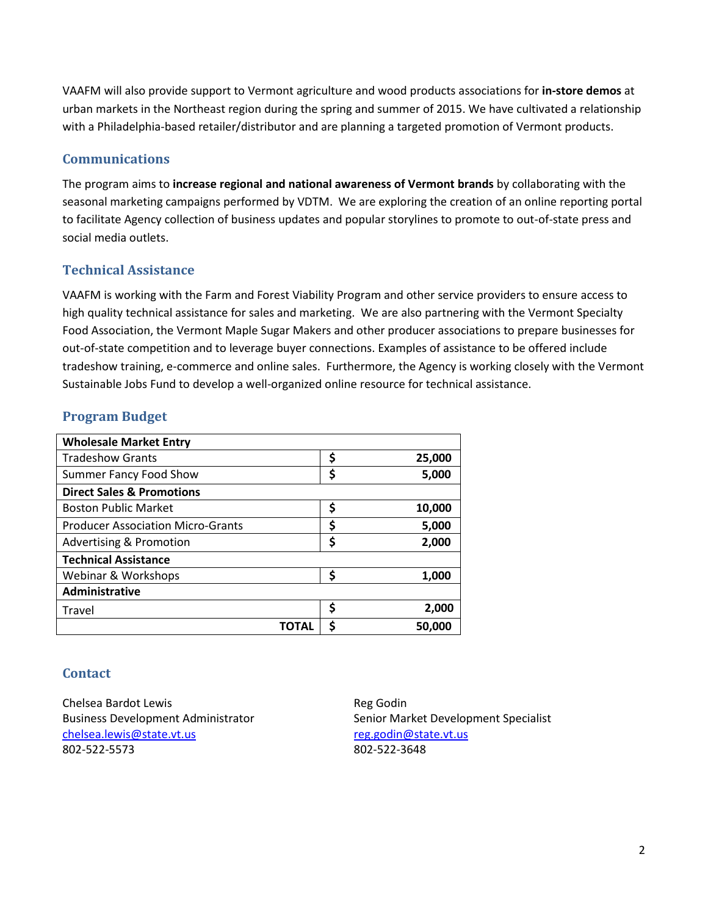VAAFM will also provide support to Vermont agriculture and wood products associations for **in-store demos** at urban markets in the Northeast region during the spring and summer of 2015. We have cultivated a relationship with a Philadelphia-based retailer/distributor and are planning a targeted promotion of Vermont products.

## Communications

The program aims to **increase regional and national awareness of Vermont brands** by collaborating with the seasonal marketing campaigns performed by VDTM. We are exploring the creation of an online reporting portal to facilitate Agency collection of business updates and popular storylines to promote to out-of-state press and social media outlets.

## Technical Assistance

VAAFM is working with the Farm and Forest Viability Program and other service providers to ensure access to high quality technical assistance for sales and marketing. We are also partnering with the Vermont Specialty Food Association, the Vermont Maple Sugar Makers and other producer associations to prepare businesses for out-of-state competition and to leverage buyer connections. Examples of assistance to be offered include tradeshow training, e-commerce and online sales. Furthermore, the Agency is working closely with the Vermont Sustainable Jobs Fund to develop a well-organized online resource for technical assistance.

## Program Budget

| **Wholesale Market Entry** | | |
|---|---|---|
| Tradeshow Grants | $ | 25,000 |
| Summer Fancy Food Show | $ | 5,000 |
| **Direct Sales & Promotions** | | |
| Boston Public Market | $ | 10,000 |
| Producer Association Micro-Grants | $ | 5,000 |
| Advertising & Promotion | $ | 2,000 |
| **Technical Assistance** | | |
| Webinar & Workshops | $ | 1,000 |
| **Administrative** | | |
| Travel | $ | 2,000 |
| **TOTAL** | $ | 50,000 |

## Contact

Chelsea Bardot Lewis
Business Development Administrator
chelsea.lewis@state.vt.us
802-522-5573

Reg Godin
Senior Market Development Specialist
reg.godin@state.vt.us
802-522-3648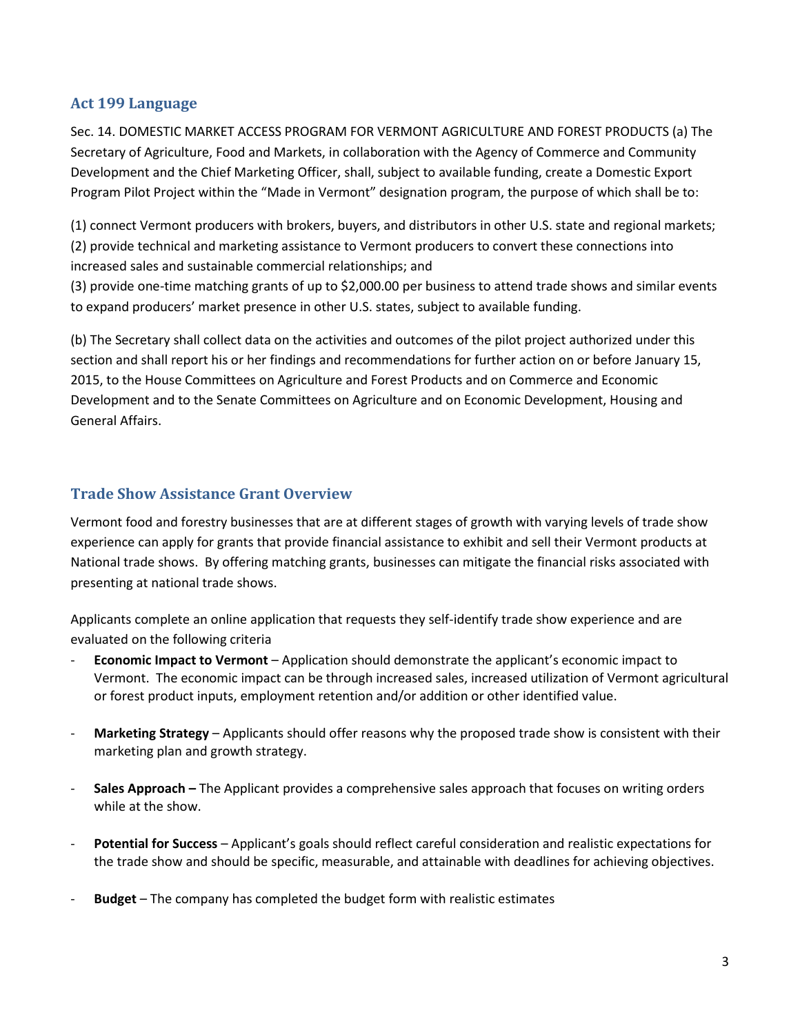## Act 199 Language

Sec. 14. DOMESTIC MARKET ACCESS PROGRAM FOR VERMONT AGRICULTURE AND FOREST PRODUCTS (a) The Secretary of Agriculture, Food and Markets, in collaboration with the Agency of Commerce and Community Development and the Chief Marketing Officer, shall, subject to available funding, create a Domestic Export Program Pilot Project within the "Made in Vermont" designation program, the purpose of which shall be to:

(1) connect Vermont producers with brokers, buyers, and distributors in other U.S. state and regional markets;
(2) provide technical and marketing assistance to Vermont producers to convert these connections into increased sales and sustainable commercial relationships; and
(3) provide one-time matching grants of up to $2,000.00 per business to attend trade shows and similar events to expand producers' market presence in other U.S. states, subject to available funding.

(b) The Secretary shall collect data on the activities and outcomes of the pilot project authorized under this section and shall report his or her findings and recommendations for further action on or before January 15, 2015, to the House Committees on Agriculture and Forest Products and on Commerce and Economic Development and to the Senate Committees on Agriculture and on Economic Development, Housing and General Affairs.

## Trade Show Assistance Grant Overview

Vermont food and forestry businesses that are at different stages of growth with varying levels of trade show experience can apply for grants that provide financial assistance to exhibit and sell their Vermont products at National trade shows. By offering matching grants, businesses can mitigate the financial risks associated with presenting at national trade shows.

Applicants complete an online application that requests they self-identify trade show experience and are evaluated on the following criteria

- **Economic Impact to Vermont** – Application should demonstrate the applicant's economic impact to Vermont. The economic impact can be through increased sales, increased utilization of Vermont agricultural or forest product inputs, employment retention and/or addition or other identified value.
- **Marketing Strategy** – Applicants should offer reasons why the proposed trade show is consistent with their marketing plan and growth strategy.
- **Sales Approach –** The Applicant provides a comprehensive sales approach that focuses on writing orders while at the show.
- **Potential for Success** – Applicant's goals should reflect careful consideration and realistic expectations for the trade show and should be specific, measurable, and attainable with deadlines for achieving objectives.
- **Budget** – The company has completed the budget form with realistic estimates